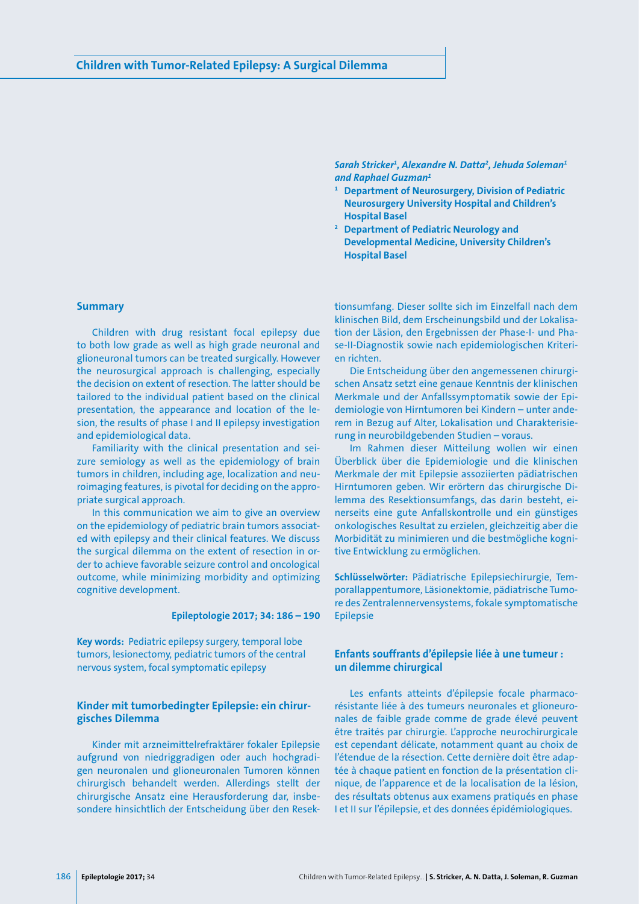# Children with Tumor-Related Epilepsy: A Surgical Dilemma

*Sarah Stricker[1], Alexandre N. Datta[2], Jehuda Soleman[1] and Raphael Guzman[1]*

[1] **Department of Neurosurgery, Division of Pediatric Neurosurgery University Hospital and Children's Hospital Basel**

[2] **Department of Pediatric Neurology and Developmental Medicine, University Children's Hospital Basel**

## Summary

Children with drug resistant focal epilepsy due to both low grade as well as high grade neuronal and glioneuronal tumors can be treated surgically. However the neurosurgical approach is challenging, especially the decision on extent of resection. The latter should be tailored to the individual patient based on the clinical presentation, the appearance and location of the lesion, the results of phase I and II epilepsy investigation and epidemiological data.

Familiarity with the clinical presentation and seizure semiology as well as the epidemiology of brain tumors in children, including age, localization and neuroimaging features, is pivotal for deciding on the appropriate surgical approach.

In this communication we aim to give an overview on the epidemiology of pediatric brain tumors associated with epilepsy and their clinical features. We discuss the surgical dilemma on the extent of resection in order to achieve favorable seizure control and oncological outcome, while minimizing morbidity and optimizing cognitive development.

**Epileptologie 2017; 34: 186 – 190**

**Key words:** Pediatric epilepsy surgery, temporal lobe tumors, lesionectomy, pediatric tumors of the central nervous system, focal symptomatic epilepsy

## Kinder mit tumorbedingter Epilepsie: ein chirurgisches Dilemma

Kinder mit arzneimittelrefraktärer fokaler Epilepsie aufgrund von niedriggradigen oder auch hochgradigen neuronalen und glioneuronalen Tumoren können chirurgisch behandelt werden. Allerdings stellt der chirurgische Ansatz eine Herausforderung dar, insbesondere hinsichtlich der Entscheidung über den Resektionsumfang. Dieser sollte sich im Einzelfall nach dem klinischen Bild, dem Erscheinungsbild und der Lokalisation der Läsion, den Ergebnissen der Phase-I- und Phase-II-Diagnostik sowie nach epidemiologischen Kriterien richten.

Die Entscheidung über den angemessenen chirurgischen Ansatz setzt eine genaue Kenntnis der klinischen Merkmale und der Anfallssymptomatik sowie der Epidemiologie von Hirntumoren bei Kindern – unter anderem in Bezug auf Alter, Lokalisation und Charakterisierung in neurobildgebenden Studien – voraus.

Im Rahmen dieser Mitteilung wollen wir einen Überblick über die Epidemiologie und die klinischen Merkmale der mit Epilepsie assoziierten pädiatrischen Hirntumoren geben. Wir erörtern das chirurgische Dilemma des Resektionsumfangs, das darin besteht, einerseits eine gute Anfallskontrolle und ein günstiges onkologisches Resultat zu erzielen, gleichzeitig aber die Morbidität zu minimieren und die bestmögliche kognitive Entwicklung zu ermöglichen.

**Schlüsselwörter:** Pädiatrische Epilepsiechirurgie, Temporallappentumore, Läsionektomie, pädiatrische Tumore des Zentralennervensystems, fokale symptomatische Epilepsie

## Enfants souffrants d'épilepsie liée à une tumeur : un dilemme chirurgical

Les enfants atteints d'épilepsie focale pharmacorésistante liée à des tumeurs neuronales et glioneuronales de faible grade comme de grade élevé peuvent être traités par chirurgie. L'approche neurochirurgicale est cependant délicate, notamment quant au choix de l'étendue de la résection. Cette dernière doit être adaptée à chaque patient en fonction de la présentation clinique, de l'apparence et de la localisation de la lésion, des résultats obtenus aux examens pratiqués en phase I et II sur l'épilepsie, et des données épidémiologiques.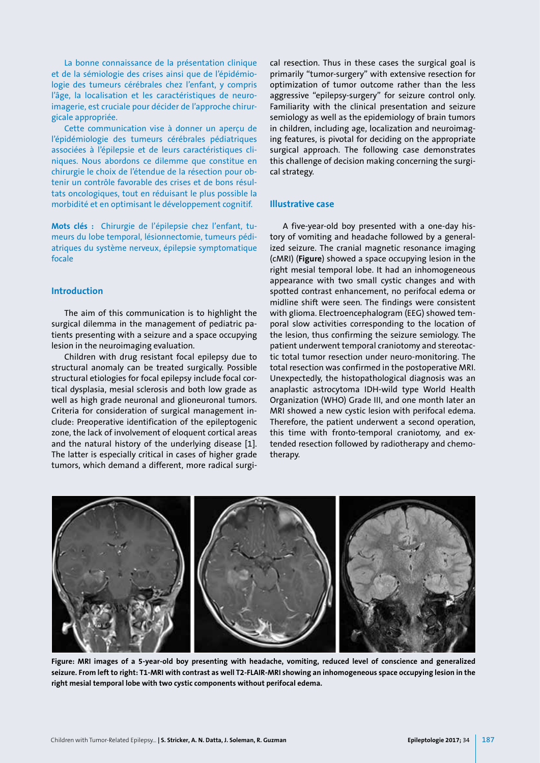La bonne connaissance de la présentation clinique et de la sémiologie des crises ainsi que de l'épidémiologie des tumeurs cérébrales chez l'enfant, y compris l'âge, la localisation et les caractéristiques de neuroimagerie, est cruciale pour décider de l'approche chirurgicale appropriée.

Cette communication vise à donner un aperçu de l'épidémiologie des tumeurs cérébrales pédiatriques associées à l'épilepsie et de leurs caractéristiques cliniques. Nous abordons ce dilemme que constitue en chirurgie le choix de l'étendue de la résection pour obtenir un contrôle favorable des crises et de bons résultats oncologiques, tout en réduisant le plus possible la morbidité et en optimisant le développement cognitif.

**Mots clés :** Chirurgie de l'épilepsie chez l'enfant, tumeurs du lobe temporal, lésionnectomie, tumeurs pédiatriques du système nerveux, épilepsie symptomatique focale

## Introduction

The aim of this communication is to highlight the surgical dilemma in the management of pediatric patients presenting with a seizure and a space occupying lesion in the neuroimaging evaluation.

Children with drug resistant focal epilepsy due to structural anomaly can be treated surgically. Possible structural etiologies for focal epilepsy include focal cortical dysplasia, mesial sclerosis and both low grade as well as high grade neuronal and glioneuronal tumors. Criteria for consideration of surgical management include: Preoperative identification of the epileptogenic zone, the lack of involvement of eloquent cortical areas and the natural history of the underlying disease [1]. The latter is especially critical in cases of higher grade tumors, which demand a different, more radical surgical resection. Thus in these cases the surgical goal is primarily "tumor-surgery" with extensive resection for optimization of tumor outcome rather than the less aggressive "epilepsy-surgery" for seizure control only. Familiarity with the clinical presentation and seizure semiology as well as the epidemiology of brain tumors in children, including age, localization and neuroimaging features, is pivotal for deciding on the appropriate surgical approach. The following case demonstrates this challenge of decision making concerning the surgical strategy.

## Illustrative case

A five-year-old boy presented with a one-day history of vomiting and headache followed by a generalized seizure. The cranial magnetic resonance imaging (cMRI) (**Figure**) showed a space occupying lesion in the right mesial temporal lobe. It had an inhomogeneous appearance with two small cystic changes and with spotted contrast enhancement, no perifocal edema or midline shift were seen. The findings were consistent with glioma. Electroencephalogram (EEG) showed temporal slow activities corresponding to the location of the lesion, thus confirming the seizure semiology. The patient underwent temporal craniotomy and stereotactic total tumor resection under neuro-monitoring. The total resection was confirmed in the postoperative MRI. Unexpectedly, the histopathological diagnosis was an anaplastic astrocytoma IDH-wild type World Health Organization (WHO) Grade III, and one month later an MRI showed a new cystic lesion with perifocal edema. Therefore, the patient underwent a second operation, this time with fronto-temporal craniotomy, and extended resection followed by radiotherapy and chemotherapy.

**Figure: MRI images of a 5-year-old boy presenting with headache, vomiting, reduced level of conscience and generalized seizure. From left to right: T1-MRI with contrast as well T2-FLAIR-MRI showing an inhomogeneous space occupying lesion in the right mesial temporal lobe with two cystic components without perifocal edema.**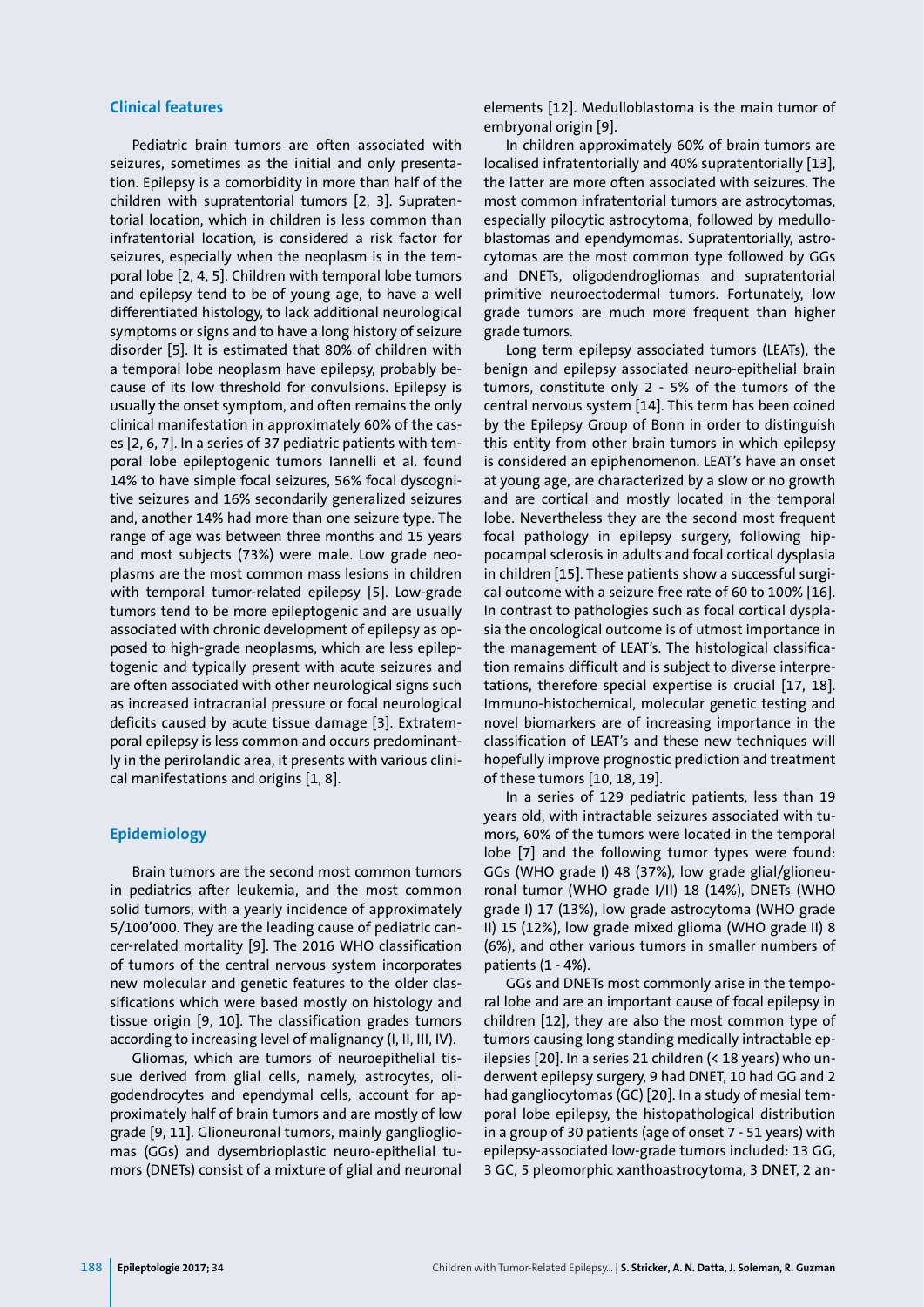## Clinical features

Pediatric brain tumors are often associated with seizures, sometimes as the initial and only presentation. Epilepsy is a comorbidity in more than half of the children with supratentorial tumors [2, 3]. Supratentorial location, which in children is less common than infratentorial location, is considered a risk factor for seizures, especially when the neoplasm is in the temporal lobe [2, 4, 5]. Children with temporal lobe tumors and epilepsy tend to be of young age, to have a well differentiated histology, to lack additional neurological symptoms or signs and to have a long history of seizure disorder [5]. It is estimated that 80% of children with a temporal lobe neoplasm have epilepsy, probably because of its low threshold for convulsions. Epilepsy is usually the onset symptom, and often remains the only clinical manifestation in approximately 60% of the cases [2, 6, 7]. In a series of 37 pediatric patients with temporal lobe epileptogenic tumors Iannelli et al. found 14% to have simple focal seizures, 56% focal dyscognitive seizures and 16% secondarily generalized seizures and, another 14% had more than one seizure type. The range of age was between three months and 15 years and most subjects (73%) were male. Low grade neoplasms are the most common mass lesions in children with temporal tumor-related epilepsy [5]. Low-grade tumors tend to be more epileptogenic and are usually associated with chronic development of epilepsy as opposed to high-grade neoplasms, which are less epileptogenic and typically present with acute seizures and are often associated with other neurological signs such as increased intracranial pressure or focal neurological deficits caused by acute tissue damage [3]. Extratemporal epilepsy is less common and occurs predominantly in the perirolandic area, it presents with various clinical manifestations and origins [1, 8].

## Epidemiology

Brain tumors are the second most common tumors in pediatrics after leukemia, and the most common solid tumors, with a yearly incidence of approximately 5/100'000. They are the leading cause of pediatric cancer-related mortality [9]. The 2016 WHO classification of tumors of the central nervous system incorporates new molecular and genetic features to the older classifications which were based mostly on histology and tissue origin [9, 10]. The classification grades tumors according to increasing level of malignancy (I, II, III, IV).

Gliomas, which are tumors of neuroepithelial tissue derived from glial cells, namely, astrocytes, oligodendrocytes and ependymal cells, account for approximately half of brain tumors and are mostly of low grade [9, 11]. Glioneuronal tumors, mainly gangliogliomas (GGs) and dysembrioplastic neuro-epithelial tumors (DNETs) consist of a mixture of glial and neuronal elements [12]. Medulloblastoma is the main tumor of embryonal origin [9].

In children approximately 60% of brain tumors are localised infratentorially and 40% supratentorially [13], the latter are more often associated with seizures. The most common infratentorial tumors are astrocytomas, especially pilocytic astrocytoma, followed by medulloblastomas and ependymomas. Supratentorially, astrocytomas are the most common type followed by GGs and DNETs, oligodendrogliomas and supratentorial primitive neuroectodermal tumors. Fortunately, low grade tumors are much more frequent than higher grade tumors.

Long term epilepsy associated tumors (LEATs), the benign and epilepsy associated neuro-epithelial brain tumors, constitute only 2 - 5% of the tumors of the central nervous system [14]. This term has been coined by the Epilepsy Group of Bonn in order to distinguish this entity from other brain tumors in which epilepsy is considered an epiphenomenon. LEAT's have an onset at young age, are characterized by a slow or no growth and are cortical and mostly located in the temporal lobe. Nevertheless they are the second most frequent focal pathology in epilepsy surgery, following hippocampal sclerosis in adults and focal cortical dysplasia in children [15]. These patients show a successful surgical outcome with a seizure free rate of 60 to 100% [16]. In contrast to pathologies such as focal cortical dysplasia the oncological outcome is of utmost importance in the management of LEAT's. The histological classification remains difficult and is subject to diverse interpretations, therefore special expertise is crucial [17, 18]. Immuno-histochemical, molecular genetic testing and novel biomarkers are of increasing importance in the classification of LEAT's and these new techniques will hopefully improve prognostic prediction and treatment of these tumors [10, 18, 19].

In a series of 129 pediatric patients, less than 19 years old, with intractable seizures associated with tumors, 60% of the tumors were located in the temporal lobe [7] and the following tumor types were found: GGs (WHO grade I) 48 (37%), low grade glial/glioneuronal tumor (WHO grade I/II) 18 (14%), DNETs (WHO grade I) 17 (13%), low grade astrocytoma (WHO grade II) 15 (12%), low grade mixed glioma (WHO grade II) 8 (6%), and other various tumors in smaller numbers of patients (1 - 4%).

GGs and DNETs most commonly arise in the temporal lobe and are an important cause of focal epilepsy in children [12], they are also the most common type of tumors causing long standing medically intractable epilepsies [20]. In a series 21 children (< 18 years) who underwent epilepsy surgery, 9 had DNET, 10 had GG and 2 had gangliocytomas (GC) [20]. In a study of mesial temporal lobe epilepsy, the histopathological distribution in a group of 30 patients (age of onset 7 - 51 years) with epilepsy-associated low-grade tumors included: 13 GG, 3 GC, 5 pleomorphic xanthoastrocytoma, 3 DNET, 2 an-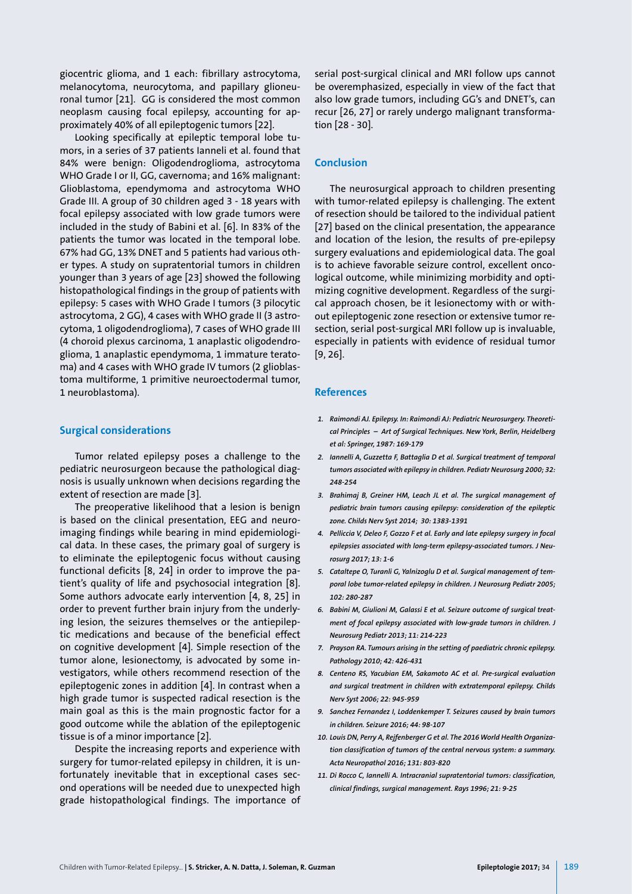giocentric glioma, and 1 each: fibrillary astrocytoma, melanocytoma, neurocytoma, and papillary glioneuronal tumor [21]. GG is considered the most common neoplasm causing focal epilepsy, accounting for approximately 40% of all epileptogenic tumors [22].

Looking specifically at epileptic temporal lobe tumors, in a series of 37 patients Ianneli et al. found that 84% were benign: Oligodendroglioma, astrocytoma WHO Grade I or II, GG, cavernoma; and 16% malignant: Glioblastoma, ependymoma and astrocytoma WHO Grade III. A group of 30 children aged 3 - 18 years with focal epilepsy associated with low grade tumors were included in the study of Babini et al. [6]. In 83% of the patients the tumor was located in the temporal lobe. 67% had GG, 13% DNET and 5 patients had various other types. A study on supratentorial tumors in children younger than 3 years of age [23] showed the following histopathological findings in the group of patients with epilepsy: 5 cases with WHO Grade I tumors (3 pilocytic astrocytoma, 2 GG), 4 cases with WHO grade II (3 astrocytoma, 1 oligodendroglioma), 7 cases of WHO grade III (4 choroid plexus carcinoma, 1 anaplastic oligodendroglioma, 1 anaplastic ependymoma, 1 immature teratoma) and 4 cases with WHO grade IV tumors (2 glioblastoma multiforme, 1 primitive neuroectodermal tumor, 1 neuroblastoma).

## Surgical considerations

Tumor related epilepsy poses a challenge to the pediatric neurosurgeon because the pathological diagnosis is usually unknown when decisions regarding the extent of resection are made [3].

The preoperative likelihood that a lesion is benign is based on the clinical presentation, EEG and neuroimaging findings while bearing in mind epidemiological data. In these cases, the primary goal of surgery is to eliminate the epileptogenic focus without causing functional deficits [8, 24] in order to improve the patient's quality of life and psychosocial integration [8]. Some authors advocate early intervention [4, 8, 25] in order to prevent further brain injury from the underlying lesion, the seizures themselves or the antiepileptic medications and because of the beneficial effect on cognitive development [4]. Simple resection of the tumor alone, lesionectomy, is advocated by some investigators, while others recommend resection of the epileptogenic zones in addition [4]. In contrast when a high grade tumor is suspected radical resection is the main goal as this is the main prognostic factor for a good outcome while the ablation of the epileptogenic tissue is of a minor importance [2].

Despite the increasing reports and experience with surgery for tumor-related epilepsy in children, it is unfortunately inevitable that in exceptional cases second operations will be needed due to unexpected high grade histopathological findings. The importance of serial post-surgical clinical and MRI follow ups cannot be overemphasized, especially in view of the fact that also low grade tumors, including GG's and DNET's, can recur [26, 27] or rarely undergo malignant transformation [28 - 30].

## Conclusion

The neurosurgical approach to children presenting with tumor-related epilepsy is challenging. The extent of resection should be tailored to the individual patient [27] based on the clinical presentation, the appearance and location of the lesion, the results of pre-epilepsy surgery evaluations and epidemiological data. The goal is to achieve favorable seizure control, excellent oncological outcome, while minimizing morbidity and optimizing cognitive development. Regardless of the surgical approach chosen, be it lesionectomy with or without epileptogenic zone resection or extensive tumor resection, serial post-surgical MRI follow up is invaluable, especially in patients with evidence of residual tumor [9, 26].

## References

1. *Raimondi AJ. Epilepsy. In: Raimondi AJ: Pediatric Neurosurgery. Theoretical Principles – Art of Surgical Techniques. New York, Berlin, Heidelberg et al: Springer, 1987: 169-179*
2. *Iannelli A, Guzzetta F, Battaglia D et al. Surgical treatment of temporal tumors associated with epilepsy in children. Pediatr Neurosurg 2000; 32: 248-254*
3. *Brahimaj B, Greiner HM, Leach JL et al. The surgical management of pediatric brain tumors causing epilepsy: consideration of the epileptic zone. Childs Nerv Syst 2014; 30: 1383-1391*
4. *Pelliccia V, Deleo F, Gozzo F et al. Early and late epilepsy surgery in focal epilepsies associated with long-term epilepsy-associated tumors. J Neurosurg 2017; 13: 1-6*
5. *Cataltepe O, Turanli G, Yalnizoglu D et al. Surgical management of temporal lobe tumor-related epilepsy in children. J Neurosurg Pediatr 2005; 102: 280-287*
6. *Babini M, Giulioni M, Galassi E et al. Seizure outcome of surgical treatment of focal epilepsy associated with low-grade tumors in children. J Neurosurg Pediatr 2013; 11: 214-223*
7. *Prayson RA. Tumours arising in the setting of paediatric chronic epilepsy. Pathology 2010; 42: 426-431*
8. *Centeno RS, Yacubian EM, Sakamoto AC et al. Pre-surgical evaluation and surgical treatment in children with extratemporal epilepsy. Childs Nerv Syst 2006; 22: 945-959*
9. *Sanchez Fernandez I, Loddenkemper T. Seizures caused by brain tumors in children. Seizure 2016; 44: 98-107*
10. *Louis DN, Perry A, Rejfenberger G et al. The 2016 World Health Organization classification of tumors of the central nervous system: a summary. Acta Neuropathol 2016; 131: 803-820*
11. *Di Rocco C, Iannelli A. Intracranial supratentorial tumors: classification, clinical findings, surgical management. Rays 1996; 21: 9-25*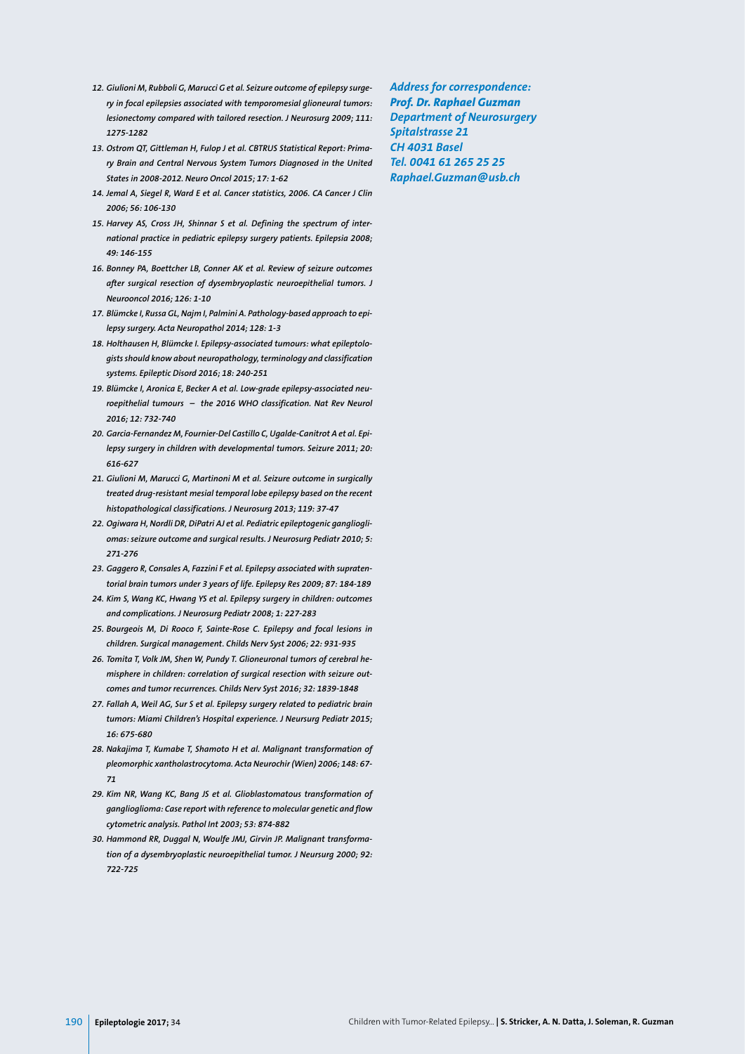12. Giulioni M, Rubboli G, Marucci G et al. Seizure outcome of epilepsy surgery in focal epilepsies associated with temporomesial glioneural tumors: lesionectomy compared with tailored resection. J Neurosurg 2009; 111: 1275-1282
13. Ostrom QT, Gittleman H, Fulop J et al. CBTRUS Statistical Report: Primary Brain and Central Nervous System Tumors Diagnosed in the United States in 2008-2012. Neuro Oncol 2015; 17: 1-62
14. Jemal A, Siegel R, Ward E et al. Cancer statistics, 2006. CA Cancer J Clin 2006; 56: 106-130
15. Harvey AS, Cross JH, Shinnar S et al. Defining the spectrum of international practice in pediatric epilepsy surgery patients. Epilepsia 2008; 49: 146-155
16. Bonney PA, Boettcher LB, Conner AK et al. Review of seizure outcomes after surgical resection of dysembryoplastic neuroepithelial tumors. J Neurooncol 2016; 126: 1-10
17. Blümcke I, Russa GL, Najm I, Palmini A. Pathology-based approach to epilepsy surgery. Acta Neuropathol 2014; 128: 1-3
18. Holthausen H, Blümcke I. Epilepsy-associated tumours: what epileptologists should know about neuropathology, terminology and classification systems. Epileptic Disord 2016; 18: 240-251
19. Blümcke I, Aronica E, Becker A et al. Low-grade epilepsy-associated neuroepithelial tumours — the 2016 WHO classification. Nat Rev Neurol 2016; 12: 732-740
20. Garcia-Fernandez M, Fournier-Del Castillo C, Ugalde-Canitrot A et al. Epilepsy surgery in children with developmental tumors. Seizure 2011; 20: 616-627
21. Giulioni M, Marucci G, Martinoni M et al. Seizure outcome in surgically treated drug-resistant mesial temporal lobe epilepsy based on the recent histopathological classifications. J Neurosurg 2013; 119: 37-47
22. Ogiwara H, Nordli DR, DiPatri AJ et al. Pediatric epileptogenic gangliogliomas: seizure outcome and surgical results. J Neurosurg Pediatr 2010; 5: 271-276
23. Gaggero R, Consales A, Fazzini F et al. Epilepsy associated with supratentorial brain tumors under 3 years of life. Epilepsy Res 2009; 87: 184-189
24. Kim S, Wang KC, Hwang YS et al. Epilepsy surgery in children: outcomes and complications. J Neurosurg Pediatr 2008; 1: 227-283
25. Bourgeois M, Di Rooco F, Sainte-Rose C. Epilepsy and focal lesions in children. Surgical management. Childs Nerv Syst 2006; 22: 931-935
26. Tomita T, Volk JM, Shen W, Pundy T. Glioneuronal tumors of cerebral hemisphere in children: correlation of surgical resection with seizure outcomes and tumor recurrences. Childs Nerv Syst 2016; 32: 1839-1848
27. Fallah A, Weil AG, Sur S et al. Epilepsy surgery related to pediatric brain tumors: Miami Children's Hospital experience. J Neursurg Pediatr 2015; 16: 675-680
28. Nakajima T, Kumabe T, Shamoto H et al. Malignant transformation of pleomorphic xantholastrocytoma. Acta Neurochir (Wien) 2006; 148: 67-71
29. Kim NR, Wang KC, Bang JS et al. Glioblastomatous transformation of ganglioglioma: Case report with reference to molecular genetic and flow cytometric analysis. Pathol Int 2003; 53: 874-882
30. Hammond RR, Duggal N, Woulfe JMJ, Girvin JP. Malignant transformation of a dysembryoplastic neuroepithelial tumor. J Neursurg 2000; 92: 722-725

*Address for correspondence:*
***Prof. Dr. Raphael Guzman***
*Department of Neurosurgery*
*Spitalstrasse 21*
*CH 4031 Basel*
*Tel. 0041 61 265 25 25*
*Raphael.Guzman@usb.ch*